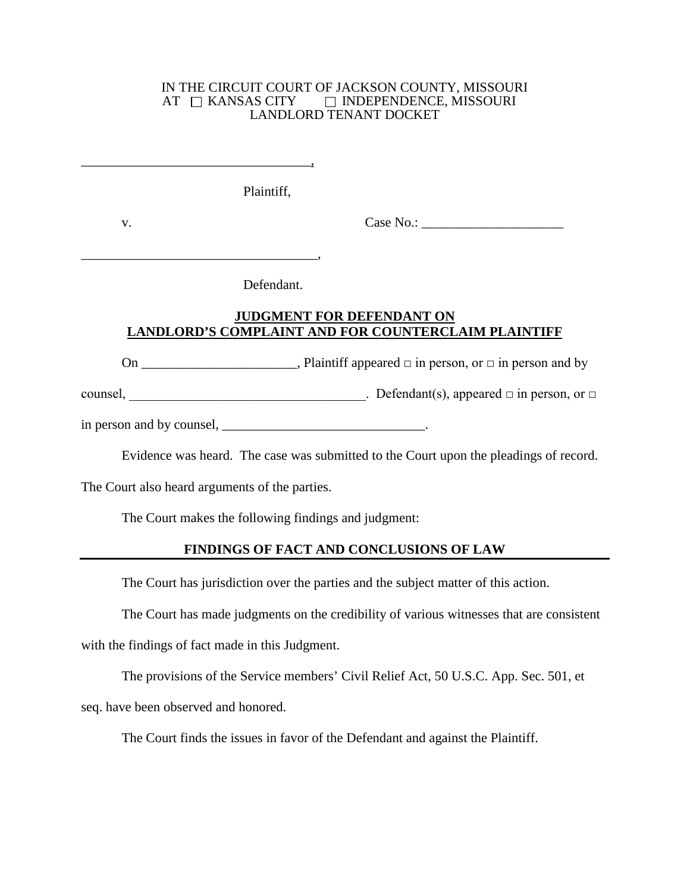IN THE CIRCUIT COURT OF JACKSON COUNTY, MISSOURI
AT ☐ KANSAS CITY ☐ INDEPENDENCE, MISSOURI
LANDLORD TENANT DOCKET

___________________________________,

Plaintiff,

v. Case No.: _____________________

___________________________________,

Defendant.

**JUDGMENT FOR DEFENDANT ON LANDLORD'S COMPLAINT AND FOR COUNTERCLAIM PLAINTIFF**

On _______________________, Plaintiff appeared □ in person, or □ in person and by counsel, ___________________________________. Defendant(s), appeared □ in person, or □ in person and by counsel, ______________________________.

Evidence was heard. The case was submitted to the Court upon the pleadings of record. The Court also heard arguments of the parties.

The Court makes the following findings and judgment:

**FINDINGS OF FACT AND CONCLUSIONS OF LAW**

The Court has jurisdiction over the parties and the subject matter of this action.

The Court has made judgments on the credibility of various witnesses that are consistent with the findings of fact made in this Judgment.

The provisions of the Service members' Civil Relief Act, 50 U.S.C. App. Sec. 501, et seq. have been observed and honored.

The Court finds the issues in favor of the Defendant and against the Plaintiff.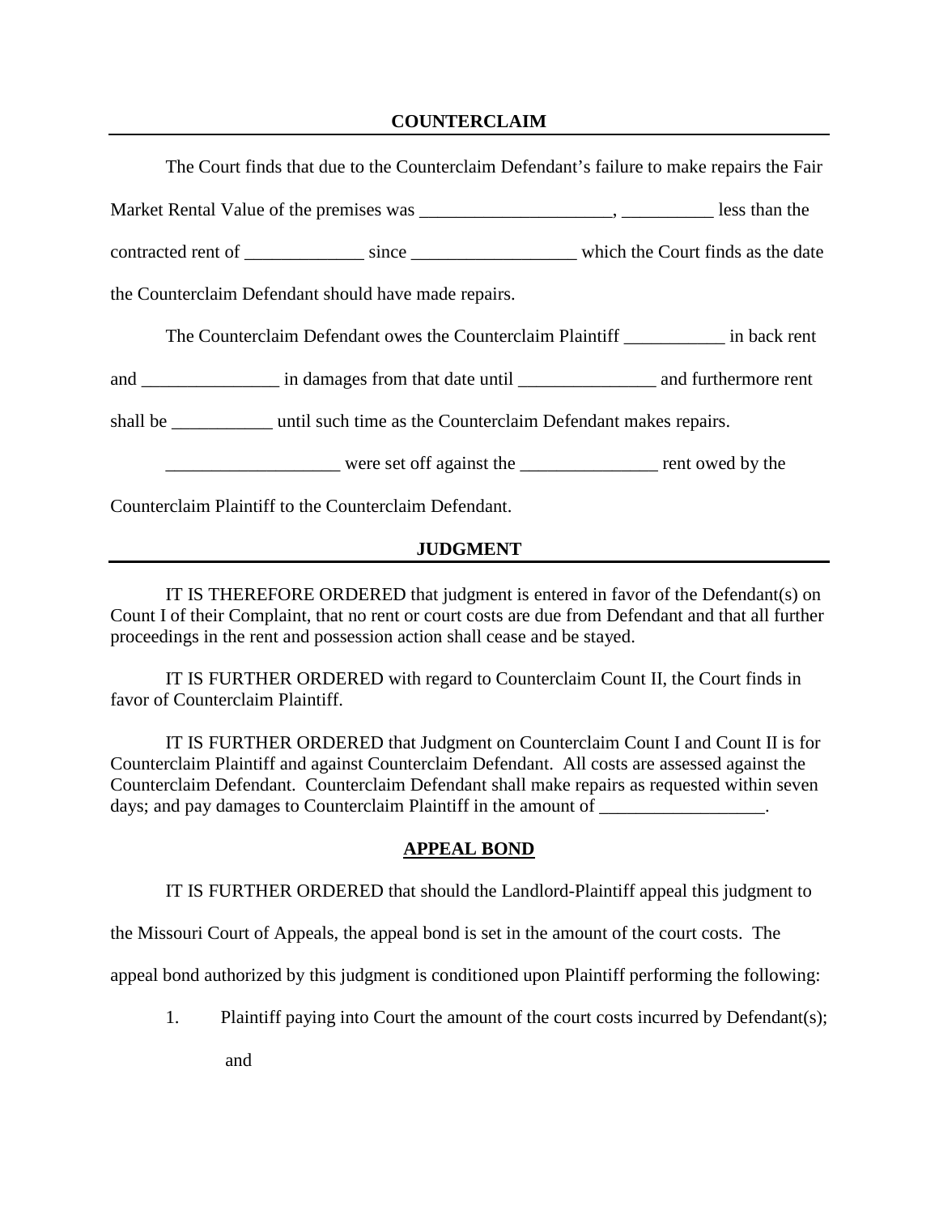## COUNTERCLAIM

The Court finds that due to the Counterclaim Defendant's failure to make repairs the Fair Market Rental Value of the premises was ____________________, __________ less than the contracted rent of _____________ since __________________ which the Court finds as the date the Counterclaim Defendant should have made repairs.

The Counterclaim Defendant owes the Counterclaim Plaintiff ___________ in back rent and _______________ in damages from that date until _______________ and furthermore rent shall be ___________ until such time as the Counterclaim Defendant makes repairs.

___________________ were set off against the _______________ rent owed by the Counterclaim Plaintiff to the Counterclaim Defendant.

## JUDGMENT

IT IS THEREFORE ORDERED that judgment is entered in favor of the Defendant(s) on Count I of their Complaint, that no rent or court costs are due from Defendant and that all further proceedings in the rent and possession action shall cease and be stayed.

IT IS FURTHER ORDERED with regard to Counterclaim Count II, the Court finds in favor of Counterclaim Plaintiff.

IT IS FURTHER ORDERED that Judgment on Counterclaim Count I and Count II is for Counterclaim Plaintiff and against Counterclaim Defendant. All costs are assessed against the Counterclaim Defendant. Counterclaim Defendant shall make repairs as requested within seven days; and pay damages to Counterclaim Plaintiff in the amount of __________________.

## APPEAL BOND

IT IS FURTHER ORDERED that should the Landlord-Plaintiff appeal this judgment to the Missouri Court of Appeals, the appeal bond is set in the amount of the court costs. The appeal bond authorized by this judgment is conditioned upon Plaintiff performing the following:

1. Plaintiff paying into Court the amount of the court costs incurred by Defendant(s); and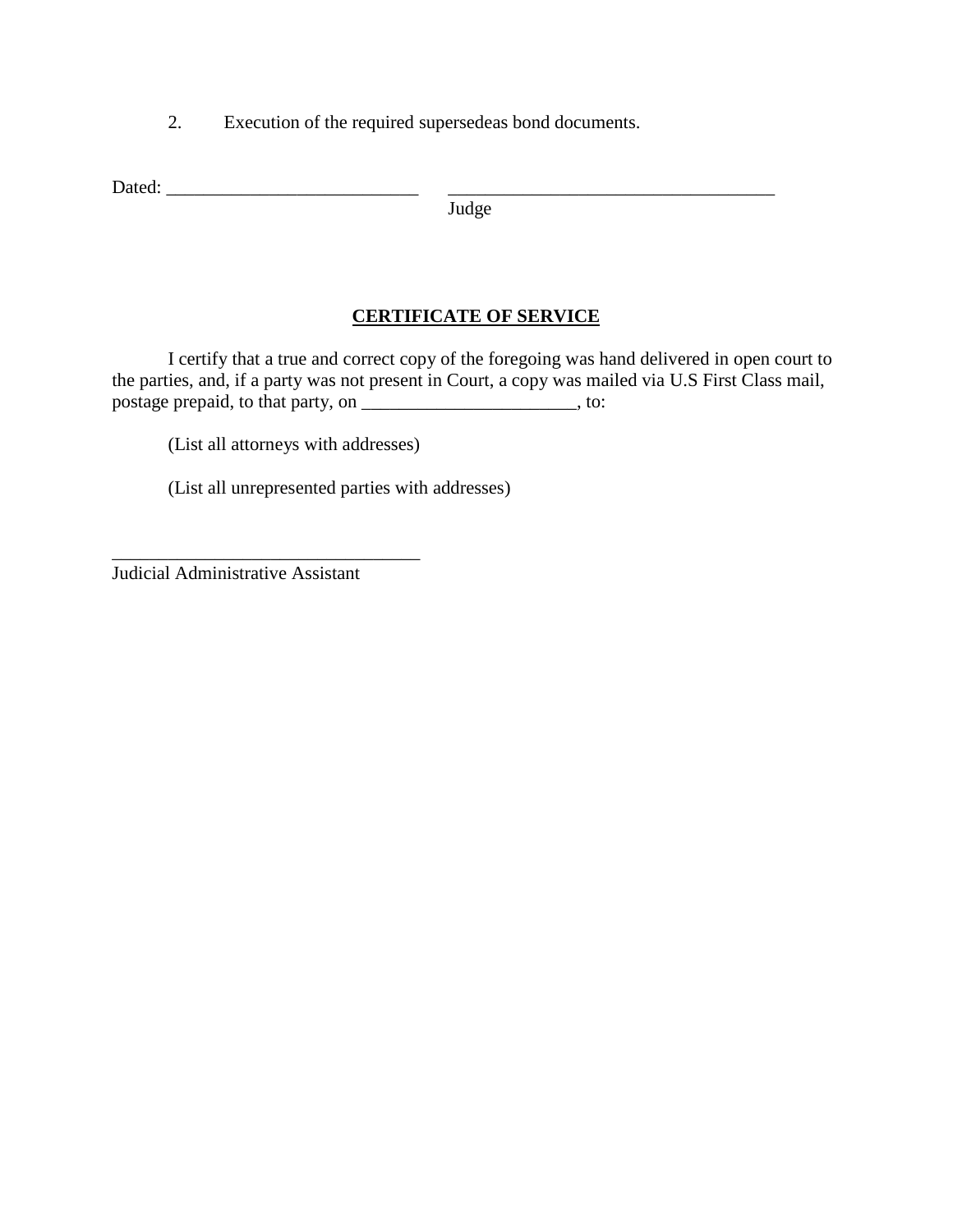2. Execution of the required supersedeas bond documents.

Dated: ___________________________ ___________________________________
Judge

**CERTIFICATE OF SERVICE**

I certify that a true and correct copy of the foregoing was hand delivered in open court to the parties, and, if a party was not present in Court, a copy was mailed via U.S First Class mail, postage prepaid, to that party, on _______________________, to:

(List all attorneys with addresses)

(List all unrepresented parties with addresses)

_________________________________
Judicial Administrative Assistant